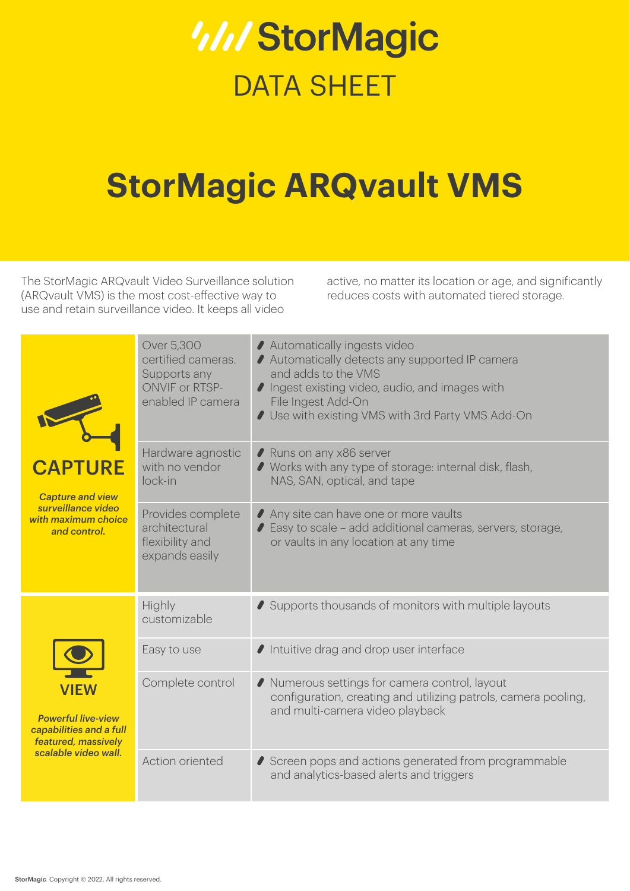StorMagic

DATA SHEET

# StorMagic ARQvault VMS

The StorMagic ARQvault Video Surveillance solution (ARQvault VMS) is the most cost-effective way to use and retain surveillance video. It keeps all video active, no matter its location or age, and significantly reduces costs with automated tiered storage.

| | | |
|---|---|---|
| **CAPTURE**<br>*Capture and view surveillance video with maximum choice and control.* | Over 5,300 certified cameras. Supports any ONVIF or RTSP-enabled IP camera | • Automatically ingests video<br>• Automatically detects any supported IP camera and adds to the VMS<br>• Ingest existing video, audio, and images with File Ingest Add-On<br>• Use with existing VMS with 3rd Party VMS Add-On |
| | Hardware agnostic with no vendor lock-in | • Runs on any x86 server<br>• Works with any type of storage: internal disk, flash, NAS, SAN, optical, and tape |
| | Provides complete architectural flexibility and expands easily | • Any site can have one or more vaults<br>• Easy to scale – add additional cameras, servers, storage, or vaults in any location at any time |
| **VIEW**<br>*Powerful live-view capabilities and a full featured, massively scalable video wall.* | Highly customizable | • Supports thousands of monitors with multiple layouts |
| | Easy to use | • Intuitive drag and drop user interface |
| | Complete control | • Numerous settings for camera control, layout configuration, creating and utilizing patrols, camera pooling, and multi-camera video playback |
| | Action oriented | • Screen pops and actions generated from programmable and analytics-based alerts and triggers |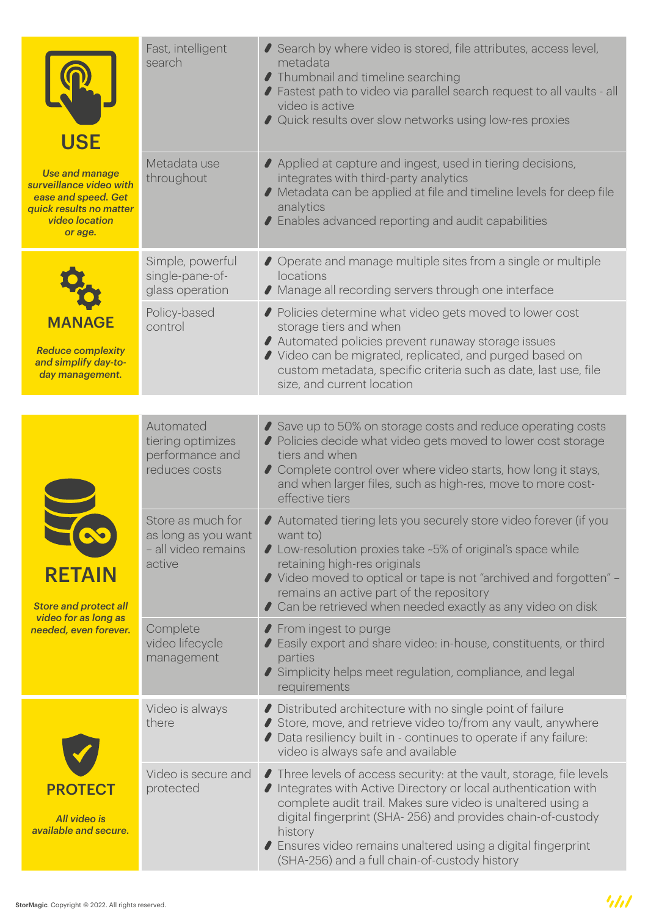## USE

*Use and manage surveillance video with ease and speed. Get quick results no matter video location or age.*

| Feature | Details |
|---|---|
| Fast, intelligent search | • Search by where video is stored, file attributes, access level, metadata<br>• Thumbnail and timeline searching<br>• Fastest path to video via parallel search request to all vaults - all video is active<br>• Quick results over slow networks using low-res proxies |
| Metadata use throughout | • Applied at capture and ingest, used in tiering decisions, integrates with third-party analytics<br>• Metadata can be applied at file and timeline levels for deep file analytics<br>• Enables advanced reporting and audit capabilities |

## MANAGE

*Reduce complexity and simplify day-to-day management.*

| Feature | Details |
|---|---|
| Simple, powerful single-pane-of-glass operation | • Operate and manage multiple sites from a single or multiple locations<br>• Manage all recording servers through one interface |
| Policy-based control | • Policies determine what video gets moved to lower cost storage tiers and when<br>• Automated policies prevent runaway storage issues<br>• Video can be migrated, replicated, and purged based on custom metadata, specific criteria such as date, last use, file size, and current location |

## RETAIN

*Store and protect all video for as long as needed, even forever.*

| Feature | Details |
|---|---|
| Automated tiering optimizes performance and reduces costs | • Save up to 50% on storage costs and reduce operating costs<br>• Policies decide what video gets moved to lower cost storage tiers and when<br>• Complete control over where video starts, how long it stays, and when larger files, such as high-res, move to more cost-effective tiers |
| Store as much for as long as you want – all video remains active | • Automated tiering lets you securely store video forever (if you want to)<br>• Low-resolution proxies take ~5% of original's space while retaining high-res originals<br>• Video moved to optical or tape is not "archived and forgotten" – remains an active part of the repository<br>• Can be retrieved when needed exactly as any video on disk |
| Complete video lifecycle management | • From ingest to purge<br>• Easily export and share video: in-house, constituents, or third parties<br>• Simplicity helps meet regulation, compliance, and legal requirements |

## PROTECT

*All video is available and secure.*

| Feature | Details |
|---|---|
| Video is always there | • Distributed architecture with no single point of failure<br>• Store, move, and retrieve video to/from any vault, anywhere<br>• Data resiliency built in - continues to operate if any failure: video is always safe and available |
| Video is secure and protected | • Three levels of access security: at the vault, storage, file levels<br>• Integrates with Active Directory or local authentication with complete audit trail. Makes sure video is unaltered using a digital fingerprint (SHA- 256) and provides chain-of-custody history<br>• Ensures video remains unaltered using a digital fingerprint (SHA-256) and a full chain-of-custody history |

StorMagic Copyright © 2022. All rights reserved.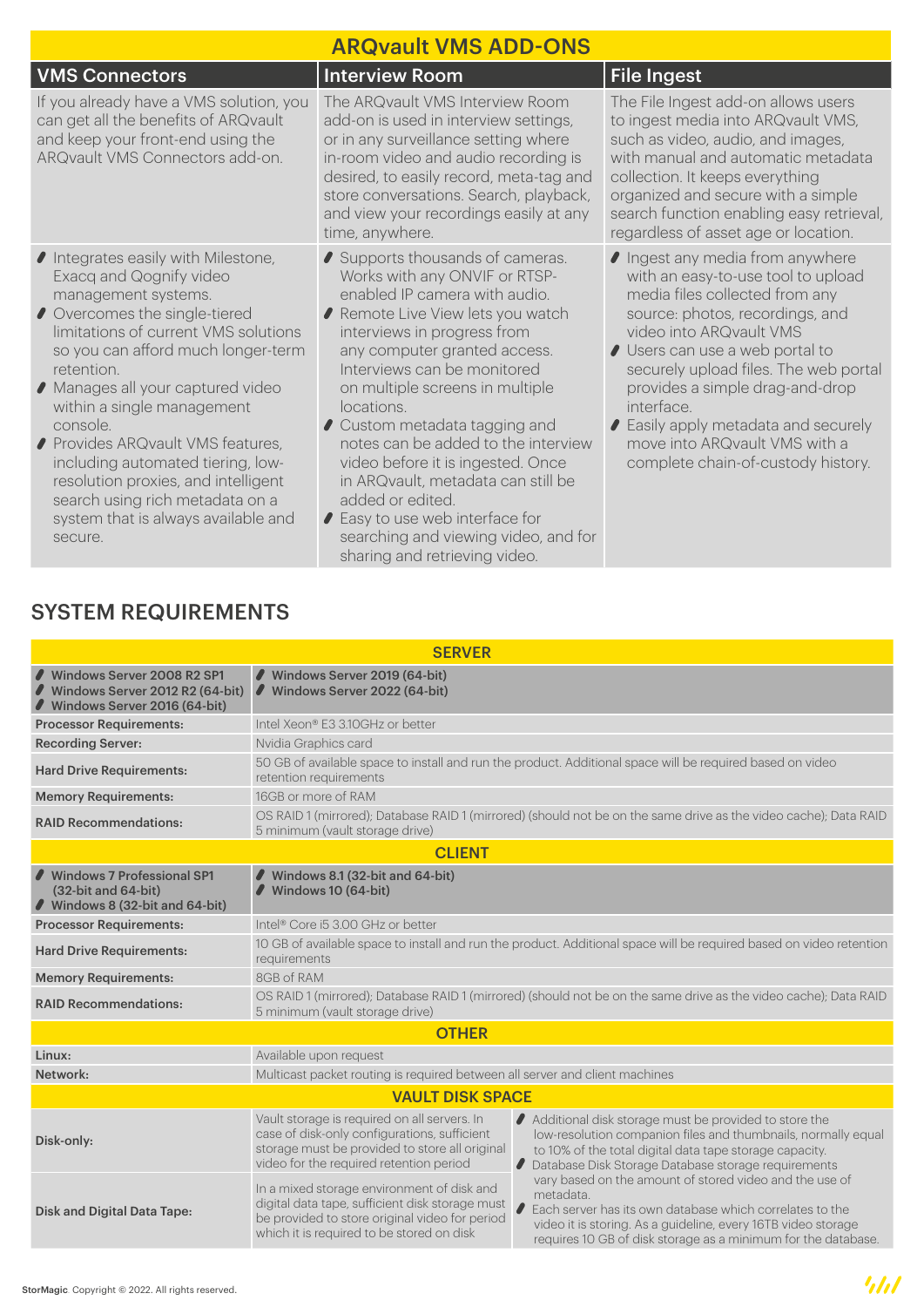# ARQvault VMS ADD-ONS

| VMS Connectors | Interview Room | File Ingest |
|---|---|---|
| If you already have a VMS solution, you can get all the benefits of ARQvault and keep your front-end using the ARQvault VMS Connectors add-on. | The ARQvault VMS Interview Room add-on is used in interview settings, or in any surveillance setting where in-room video and audio recording is desired, to easily record, meta-tag and store conversations. Search, playback, and view your recordings easily at any time, anywhere. | The File Ingest add-on allows users to ingest media into ARQvault VMS, such as video, audio, and images, with manual and automatic metadata collection. It keeps everything organized and secure with a simple search function enabling easy retrieval, regardless of asset age or location. |
| • Integrates easily with Milestone, Exacq and Qognify video management systems.<br>• Overcomes the single-tiered limitations of current VMS solutions so you can afford much longer-term retention.<br>• Manages all your captured video within a single management console.<br>• Provides ARQvault VMS features, including automated tiering, low-resolution proxies, and intelligent search using rich metadata on a system that is always available and secure. | • Supports thousands of cameras. Works with any ONVIF or RTSP-enabled IP camera with audio.<br>• Remote Live View lets you watch interviews in progress from any computer granted access. Interviews can be monitored on multiple screens in multiple locations.<br>• Custom metadata tagging and notes can be added to the interview video before it is ingested. Once in ARQvault, metadata can still be added or edited.<br>• Easy to use web interface for searching and viewing video, and for sharing and retrieving video. | • Ingest any media from anywhere with an easy-to-use tool to upload media files collected from any source: photos, recordings, and video into ARQvault VMS<br>• Users can use a web portal to securely upload files. The web portal provides a simple drag-and-drop interface.<br>• Easily apply metadata and securely move into ARQvault VMS with a complete chain-of-custody history. |

## SYSTEM REQUIREMENTS

| SERVER | | |
|---|---|---|
| **• Windows Server 2008 R2 SP1**<br>**• Windows Server 2012 R2 (64-bit)**<br>**• Windows Server 2016 (64-bit)** | **• Windows Server 2019 (64-bit)**<br>**• Windows Server 2022 (64-bit)** | |
| **Processor Requirements:** | Intel Xeon® E3 3.10GHz or better | |
| **Recording Server:** | Nvidia Graphics card | |
| **Hard Drive Requirements:** | 50 GB of available space to install and run the product. Additional space will be required based on video retention requirements | |
| **Memory Requirements:** | 16GB or more of RAM | |
| **RAID Recommendations:** | OS RAID 1 (mirrored); Database RAID 1 (mirrored) (should not be on the same drive as the video cache); Data RAID 5 minimum (vault storage drive) | |
| **CLIENT** | | |
| **• Windows 7 Professional SP1 (32-bit and 64-bit)**<br>**• Windows 8 (32-bit and 64-bit)** | **• Windows 8.1 (32-bit and 64-bit)**<br>**• Windows 10 (64-bit)** | |
| **Processor Requirements:** | Intel® Core i5 3.00 GHz or better | |
| **Hard Drive Requirements:** | 10 GB of available space to install and run the product. Additional space will be required based on video retention requirements | |
| **Memory Requirements:** | 8GB of RAM | |
| **RAID Recommendations:** | OS RAID 1 (mirrored); Database RAID 1 (mirrored) (should not be on the same drive as the video cache); Data RAID 5 minimum (vault storage drive) | |
| **OTHER** | | |
| **Linux:** | Available upon request | |
| **Network:** | Multicast packet routing is required between all server and client machines | |
| **VAULT DISK SPACE** | | |
| **Disk-only:** | Vault storage is required on all servers. In case of disk-only configurations, sufficient storage must be provided to store all original video for the required retention period | • Additional disk storage must be provided to store the low-resolution companion files and thumbnails, normally equal to 10% of the total digital data tape storage capacity.<br>• Database Disk Storage Database storage requirements vary based on the amount of stored video and the use of metadata.<br>• Each server has its own database which correlates to the video it is storing. As a guideline, every 16TB video storage requires 10 GB of disk storage as a minimum for the database. |
| **Disk and Digital Data Tape:** | In a mixed storage environment of disk and digital data tape, sufficient disk storage must be provided to store original video for period which it is required to be stored on disk | |

StorMagic Copyright © 2022. All rights reserved.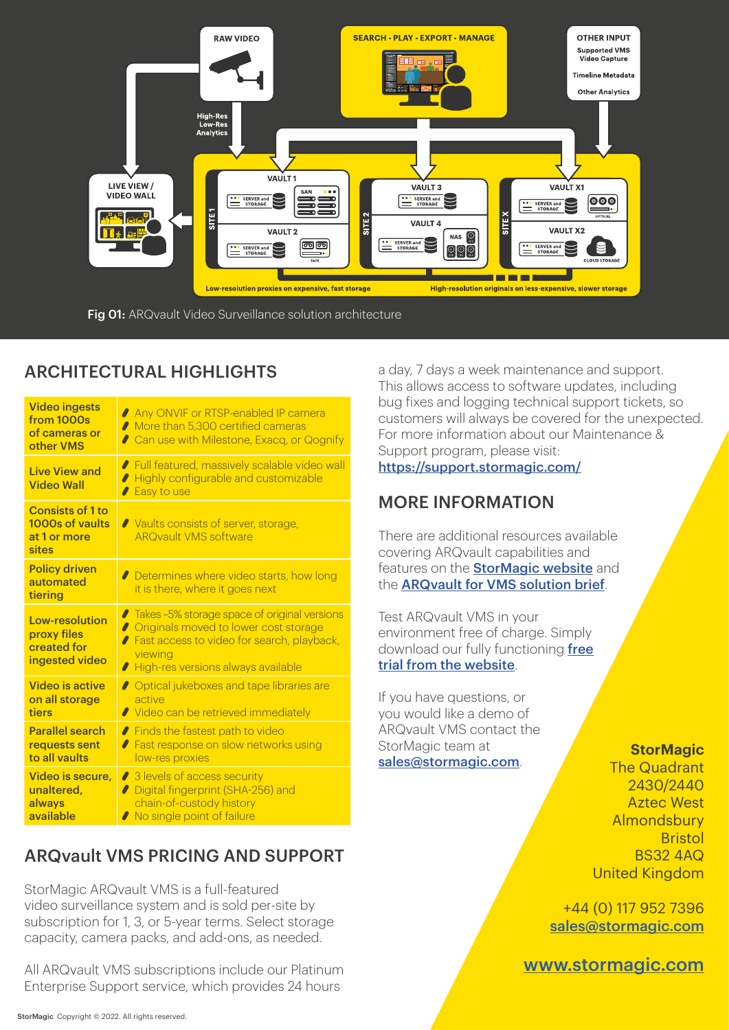RAW VIDEO

SEARCH - PLAY - EXPORT - MANAGE

OTHER INPUT

Supported VMS Video Capture

Timeline Metadata

Other Analytics

High-Res
Low-Res
Analytics

LIVE VIEW / VIDEO WALL

SITE 1

VAULT 1

SERVER and STORAGE

SAN

VAULT 2

SERVER and STORAGE

TAPE

SITE 2

VAULT 3

SERVER and STORAGE

VAULT 4

SERVER and STORAGE

NAS

SITE X

VAULT X1

SERVER and STORAGE

OPTICAL

VAULT X2

SERVER and STORAGE

CLOUD STORAGE

Low-resolution proxies on expensive, fast storage

High-resolution originals on less-expensive, slower storage

**Fig 01:** ARQvault Video Surveillance solution architecture

## ARCHITECTURAL HIGHLIGHTS

| | |
|---|---|
| **Video ingests from 1000s of cameras or other VMS** | Any ONVIF or RTSP-enabled IP camera<br>More than 5,300 certified cameras<br>Can use with Milestone, Exacq, or Qognify |
| **Live View and Video Wall** | Full featured, massively scalable video wall<br>Highly configurable and customizable<br>Easy to use |
| **Consists of 1 to 1000s of vaults at 1 or more sites** | Vaults consists of server, storage, ARQvault VMS software |
| **Policy driven automated tiering** | Determines where video starts, how long it is there, where it goes next |
| **Low-resolution proxy files created for ingested video** | Takes ~5% storage space of original versions<br>Originals moved to lower cost storage<br>Fast access to video for search, playback, viewing<br>High-res versions always available |
| **Video is active on all storage tiers** | Optical jukeboxes and tape libraries are active<br>Video can be retrieved immediately |
| **Parallel search requests sent to all vaults** | Finds the fastest path to video<br>Fast response on slow networks using low-res proxies |
| **Video is secure, unaltered, always available** | 3 levels of access security<br>Digital fingerprint (SHA-256) and chain-of-custody history<br>No single point of failure |

## ARQvault VMS PRICING AND SUPPORT

StorMagic ARQvault VMS is a full-featured video surveillance system and is sold per-site by subscription for 1, 3, or 5-year terms. Select storage capacity, camera packs, and add-ons, as needed.

All ARQvault VMS subscriptions include our Platinum Enterprise Support service, which provides 24 hours a day, 7 days a week maintenance and support. This allows access to software updates, including bug fixes and logging technical support tickets, so customers will always be covered for the unexpected. For more information about our Maintenance & Support program, please visit: [https://support.stormagic.com/](https://support.stormagic.com/)

## MORE INFORMATION

There are additional resources available covering ARQvault capabilities and features on the [StorMagic website](#) and the [ARQvault for VMS solution brief](#).

Test ARQvault VMS in your environment free of charge. Simply download our fully functioning [free trial from the website](#).

If you have questions, or you would like a demo of ARQvault VMS contact the StorMagic team at [sales@stormagic.com](mailto:sales@stormagic.com).

**StorMagic**
The Quadrant
2430/2440
Aztec West
Almondsbury
Bristol
BS32 4AQ
United Kingdom

+44 (0) 117 952 7396
[sales@stormagic.com](mailto:sales@stormagic.com)

[www.stormagic.com](http://www.stormagic.com)

StorMagic Copyright © 2022. All rights reserved.